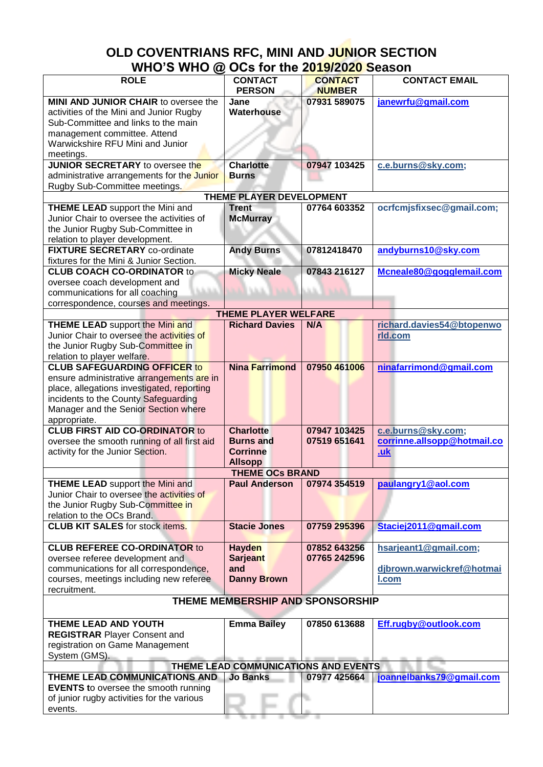# OLD COVENTRIANS RFC, MINI AND JUNIOR SECTION

## WHO'S WHO @ OCs for the 2019/2020 Season

| ROLE | CONTACT PERSON | CONTACT NUMBER | CONTACT EMAIL |
|---|---|---|---|
| **MINI AND JUNIOR CHAIR** to oversee the activities of the Mini and Junior Rugby Sub-Committee and links to the main management committee. Attend Warwickshire RFU Mini and Junior meetings. | **Jane Waterhouse** | **07931 589075** | **janewrfu@gmail.com** |
| **JUNIOR SECRETARY** to oversee the administrative arrangements for the Junior Rugby Sub-Committee meetings. | **Charlotte Burns** | **07947 103425** | **c.e.burns@sky.com;** |
| **THEME PLAYER DEVELOPMENT** | | | |
| **THEME LEAD** support the Mini and Junior Chair to oversee the activities of the Junior Rugby Sub-Committee in relation to player development. | **Trent McMurray** | **07764 603352** | **ocrfcmjsfixsec@gmail.com;** |
| **FIXTURE SECRETARY** co-ordinate fixtures for the Mini & Junior Section. | **Andy Burns** | **07812418470** | **andyburns10@sky.com** |
| **CLUB COACH CO-ORDINATOR** to oversee coach development and communications for all coaching correspondence, courses and meetings. | **Micky Neale** | **07843 216127** | **Mcneale80@gogglemail.com** |
| **THEME PLAYER WELFARE** | | | |
| **THEME LEAD** support the Mini and Junior Chair to oversee the activities of the Junior Rugby Sub-Committee in relation to player welfare. | **Richard Davies** | **N/A** | **richard.davies54@btopenworld.com** |
| **CLUB SAFEGUARDING OFFICER** to ensure administrative arrangements are in place, allegations investigated, reporting incidents to the County Safeguarding Manager and the Senior Section where appropriate. | **Nina Farrimond** | **07950 461006** | **ninafarrimond@gmail.com** |
| **CLUB FIRST AID CO-ORDINATOR** to oversee the smooth running of all first aid activity for the Junior Section. | **Charlotte Burns and Corrinne Allsopp** | **07947 103425 07519 651641** | **c.e.burns@sky.com; corrinne.allsopp@hotmail.co.uk** |
| **THEME OCs BRAND** | | | |
| **THEME LEAD** support the Mini and Junior Chair to oversee the activities of the Junior Rugby Sub-Committee in relation to the OCs Brand. | **Paul Anderson** | **07974 354519** | **paulangry1@aol.com** |
| **CLUB KIT SALES** for stock items. | **Stacie Jones** | **07759 295396** | **Staciej2011@gmail.com** |
| **CLUB REFEREE CO-ORDINATOR** to oversee referee development and communications for all correspondence, courses, meetings including new referee recruitment. | **Hayden Sarjeant and Danny Brown** | **07852 643256 07765 242596** | **hsarjeant1@gmail.com; djbrown.warwickref@hotmail.com** |
| **THEME MEMBERSHIP AND SPONSORSHIP** | | | |
| **THEME LEAD AND YOUTH REGISTRAR** Player Consent and registration on Game Management System (GMS). | **Emma Bailey** | **07850 613688** | **Eff.rugby@outlook.com** |
| **THEME LEAD COMMUNICATIONS AND EVENTS** | | | |
| **THEME LEAD COMMUNICATIONS AND EVENTS** to oversee the smooth running of junior rugby activities for the various events. | **Jo Banks** | **07977 425664** | **joannelbanks79@gmail.com** |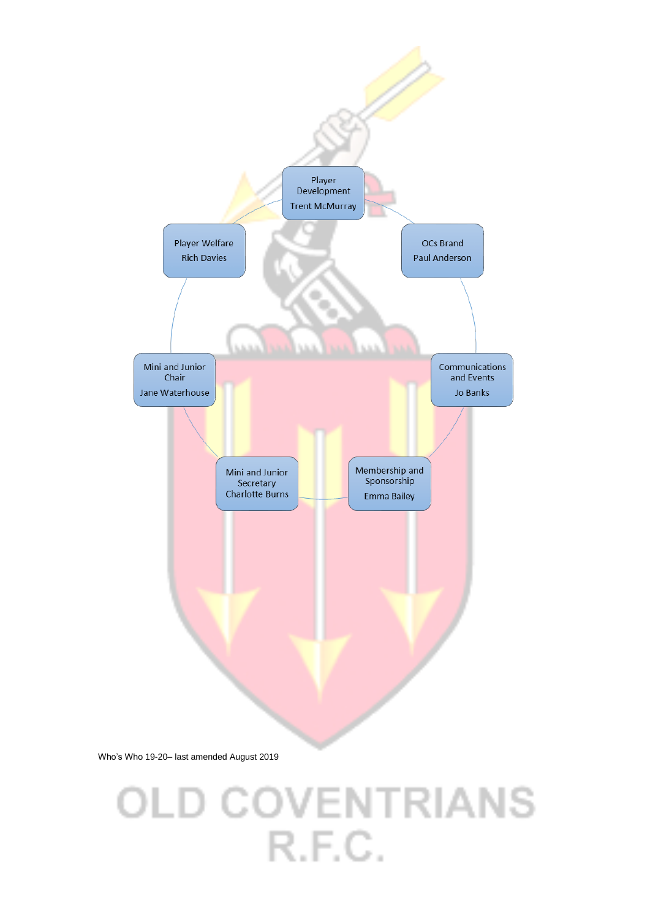Player Development
Trent McMurray

OCs Brand
Paul Anderson

Communications and Events
Jo Banks

Membership and Sponsorship
Emma Bailey

Mini and Junior Secretary
Charlotte Burns

Mini and Junior Chair
Jane Waterhouse

Player Welfare
Rich Davies

Who's Who 19-20– last amended August 2019

OLD COVENTRIANS
R.F.C.